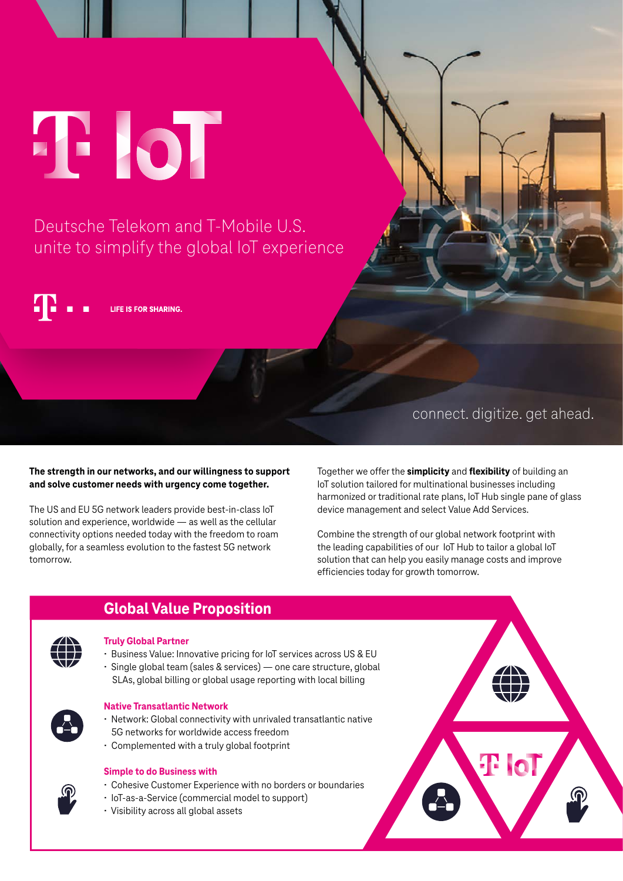# T IoT

Deutsche Telekom and T-Mobile U.S. unite to simplify the global IoT experience

LIFE IS FOR SHARING.

connect. digitize. get ahead.

**The strength in our networks, and our willingness to support and solve customer needs with urgency come together.**

The US and EU 5G network leaders provide best-in-class IoT solution and experience, worldwide — as well as the cellular connectivity options needed today with the freedom to roam globally, for a seamless evolution to the fastest 5G network tomorrow.

Together we offer the **simplicity** and **flexibility** of building an IoT solution tailored for multinational businesses including harmonized or traditional rate plans, IoT Hub single pane of glass device management and select Value Add Services.

Combine the strength of our global network footprint with the leading capabilities of our IoT Hub to tailor a global IoT solution that can help you easily manage costs and improve efficiencies today for growth tomorrow.

## Global Value Proposition

### Truly Global Partner

- Business Value: Innovative pricing for IoT services across US & EU
- Single global team (sales & services) — one care structure, global SLAs, global billing or global usage reporting with local billing

### Native Transatlantic Network

- Network: Global connectivity with unrivaled transatlantic native 5G networks for worldwide access freedom
- Complemented with a truly global footprint

### Simple to do Business with

- Cohesive Customer Experience with no borders or boundaries
- IoT-as-a-Service (commercial model to support)
- Visibility across all global assets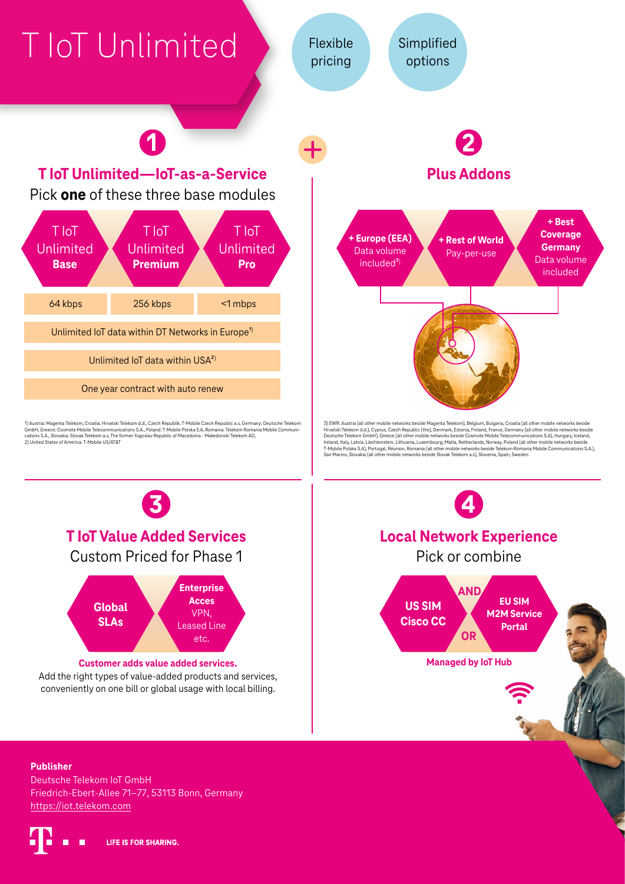# T IoT Unlimited

Flexible pricing

Simplified options

## 1 T IoT Unlimited—IoT-as-a-Service

Pick **one** of these three base modules

| T IoT Unlimited **Base** | T IoT Unlimited **Premium** | T IoT Unlimited **Pro** |
|---|---|---|
| 64 kbps | 256 kbps | <1 mbps |
| Unlimited IoT data within DT Networks in Europe[1] | | |
| Unlimited IoT data within USA[2] | | |
| One year contract with auto renew | | |

1) Austria: Magenta Telekom, Croatia: Hrvatski Telekom d.d., Czech Republik: T-Mobile Czech Republic a.s, Germany: Deutsche Telekom GmbH, Greece: Cosmote Mobile Telecommunications S.A., Poland: T-Mobile Polska S.A, Romaina: Telekom Romania Mobile Communications S.A., Slovakia: Slovak Telekom a.s, The former Yugoslav Republic of Macedonia - Makedonski Telekom AD,
2) United States of America: T-Mobile US/AT&T

+

## 2 Plus Addons

- **+ Europe (EEA)** Data volume included[3]
- **+ Rest of World** Pay-per-use
- **+ Best Coverage Germany** Data volume included

3) EWR: Austria (all other mobile networks beside Magenta Telekom), Belgium, Bulgaria, Croatia (all other mobile networks beside Hrvatski Telekom d.d.), Cyprus, Czech Republic (the), Denmark, Estonia, Finland, France, Germany (all other mobile networks beside Deutsche Telekom GmbH), Greece (all other mobile networks beside Cosmote Mobile Telecommunications S.A), Hungary, Iceland, Ireland, Italy, Latvia, Liechtenstein, Lithuania, Luxembourg, Malta, Netherlands, Norway, Poland (all other mobile networks beside T-Mobile Polska S.A), Portugal, Réunion, Romania (all other mobile networks beside Telekom Romania Mobile Communications S.A.), San Marino, Slovakia (all other mobile networks beside Slovak Telekom a.s), Slovenia, Spain, Sweden

## 3 T IoT Value Added Services

Custom Priced for Phase 1

- **Global SLAs**
- **Enterprise Acces** VPN, Leased Line etc.

**Customer adds value added services.**
Add the right types of value-added products and services, conveniently on one bill or global usage with local billing.

## 4 Local Network Experience

Pick or combine

- **US SIM Cisco CC**
- **AND** / **OR**
- **EU SIM M2M Service Portal**

**Managed by IoT Hub**

**Publisher**
Deutsche Telekom IoT GmbH
Friedrich-Ebert-Allee 71–77, 53113 Bonn, Germany
https://iot.telekom.com

LIFE IS FOR SHARING.